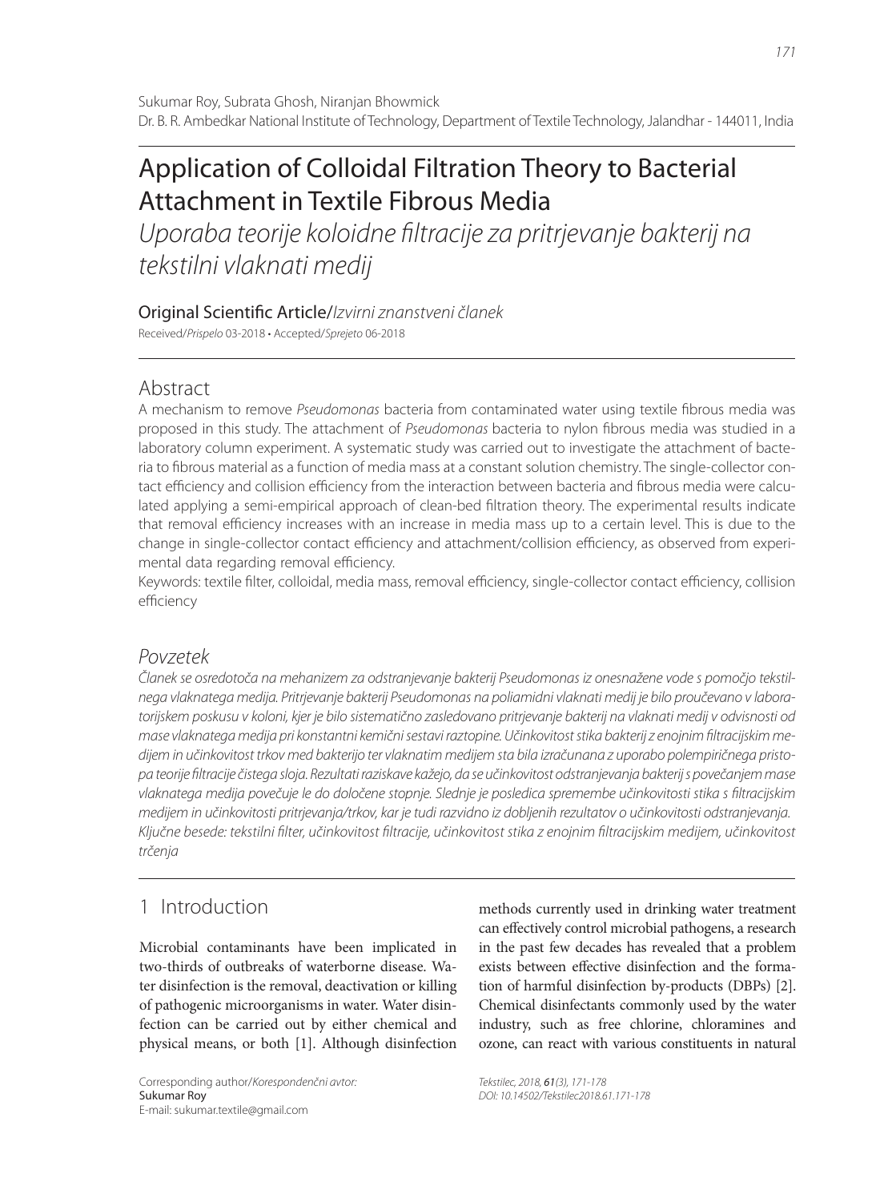Sukumar Roy, Subrata Ghosh, Niranjan Bhowmick
Dr. B. R. Ambedkar National Institute of Technology, Department of Textile Technology, Jalandhar - 144011, India

# Application of Colloidal Filtration Theory to Bacterial Attachment in Textile Fibrous Media

*Uporaba teorije koloidne filtracije za pritrjevanje bakterij na tekstilni vlaknati medij*

Original Scientific Article/*Izvirni znanstveni članek*

Received/*Prispelo* 03-2018 • Accepted/*Sprejeto* 06-2018

## Abstract

A mechanism to remove *Pseudomonas* bacteria from contaminated water using textile fibrous media was proposed in this study. The attachment of *Pseudomonas* bacteria to nylon fibrous media was studied in a laboratory column experiment. A systematic study was carried out to investigate the attachment of bacteria to fibrous material as a function of media mass at a constant solution chemistry. The single-collector contact efficiency and collision efficiency from the interaction between bacteria and fibrous media were calculated applying a semi-empirical approach of clean-bed filtration theory. The experimental results indicate that removal efficiency increases with an increase in media mass up to a certain level. This is due to the change in single-collector contact efficiency and attachment/collision efficiency, as observed from experimental data regarding removal efficiency.

Keywords: textile filter, colloidal, media mass, removal efficiency, single-collector contact efficiency, collision efficiency

## *Povzetek*

*Članek se osredotoča na mehanizem za odstranjevanje bakterij Pseudomonas iz onesnažene vode s pomočjo tekstilnega vlaknatega medija. Pritrjevanje bakterij Pseudomonas na poliamidni vlaknati medij je bilo proučevano v laboratorijskem poskusu v koloni, kjer je bilo sistematično zasledovano pritrjevanje bakterij na vlaknati medij v odvisnosti od mase vlaknatega medija pri konstantni kemični sestavi raztopine. Učinkovitost stika bakterij z enojnim filtracijskim medijem in učinkovitost trkov med bakterijo ter vlaknatim medijem sta bila izračunana z uporabo polempiričnega pristopa teorije filtracije čistega sloja. Rezultati raziskave kažejo, da se učinkovitost odstranjevanja bakterij s povečanjem mase vlaknatega medija povečuje le do določene stopnje. Slednje je posledica spremembe učinkovitosti stika s filtracijskim medijem in učinkovitosti pritrjevanja/trkov, kar je tudi razvidno iz dobljenih rezultatov o učinkovitosti odstranjevanja.*

*Ključne besede: tekstilni filter, učinkovitost filtracije, učinkovitost stika z enojnim filtracijskim medijem, učinkovitost trčenja*

## 1 Introduction

Microbial contaminants have been implicated in two-thirds of outbreaks of waterborne disease. Water disinfection is the removal, deactivation or killing of pathogenic microorganisms in water. Water disinfection can be carried out by either chemical and physical means, or both [1]. Although disinfection methods currently used in drinking water treatment can effectively control microbial pathogens, a research in the past few decades has revealed that a problem exists between effective disinfection and the formation of harmful disinfection by-products (DBPs) [2]. Chemical disinfectants commonly used by the water industry, such as free chlorine, chloramines and ozone, can react with various constituents in natural

Corresponding author/*Korespondenčni avtor:*
Sukumar Roy
E-mail: sukumar.textile@gmail.com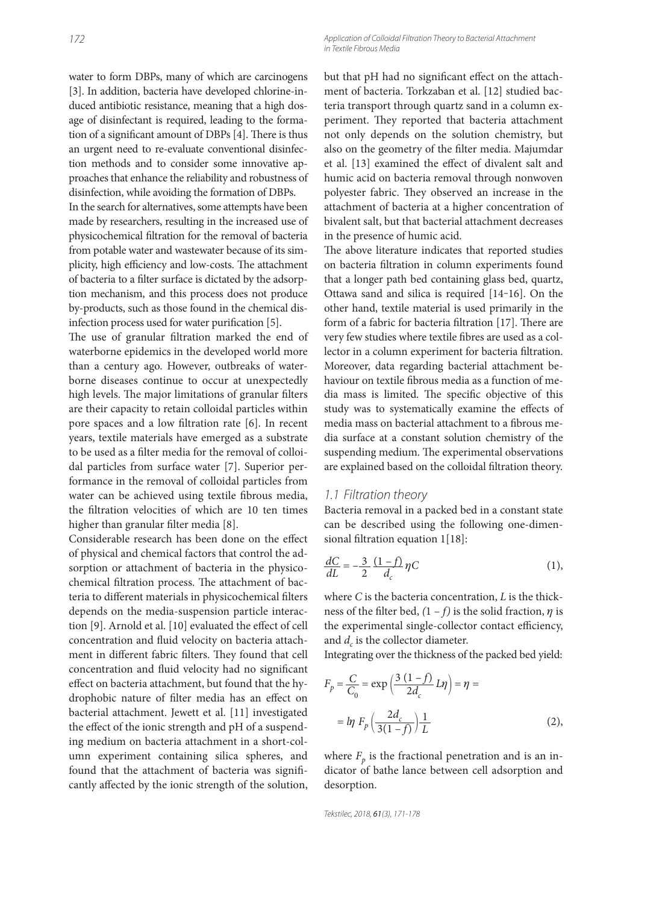water to form DBPs, many of which are carcinogens [3]. In addition, bacteria have developed chlorine-induced antibiotic resistance, meaning that a high dosage of disinfectant is required, leading to the formation of a significant amount of DBPs [4]. There is thus an urgent need to re-evaluate conventional disinfection methods and to consider some innovative approaches that enhance the reliability and robustness of disinfection, while avoiding the formation of DBPs.

In the search for alternatives, some attempts have been made by researchers, resulting in the increased use of physicochemical filtration for the removal of bacteria from potable water and wastewater because of its simplicity, high efficiency and low-costs. The attachment of bacteria to a filter surface is dictated by the adsorption mechanism, and this process does not produce by-products, such as those found in the chemical disinfection process used for water purification [5].

The use of granular filtration marked the end of waterborne epidemics in the developed world more than a century ago. However, outbreaks of waterborne diseases continue to occur at unexpectedly high levels. The major limitations of granular filters are their capacity to retain colloidal particles within pore spaces and a low filtration rate [6]. In recent years, textile materials have emerged as a substrate to be used as a filter media for the removal of colloidal particles from surface water [7]. Superior performance in the removal of colloidal particles from water can be achieved using textile fibrous media, the filtration velocities of which are 10 ten times higher than granular filter media [8].

Considerable research has been done on the effect of physical and chemical factors that control the adsorption or attachment of bacteria in the physicochemical filtration process. The attachment of bacteria to different materials in physicochemical filters depends on the media-suspension particle interaction [9]. Arnold et al. [10] evaluated the effect of cell concentration and fluid velocity on bacteria attachment in different fabric filters. They found that cell concentration and fluid velocity had no significant effect on bacteria attachment, but found that the hydrophobic nature of filter media has an effect on bacterial attachment. Jewett et al. [11] investigated the effect of the ionic strength and pH of a suspending medium on bacteria attachment in a short-column experiment containing silica spheres, and found that the attachment of bacteria was significantly affected by the ionic strength of the solution, but that pH had no significant effect on the attachment of bacteria. Torkzaban et al. [12] studied bacteria transport through quartz sand in a column experiment. They reported that bacteria attachment not only depends on the solution chemistry, but also on the geometry of the filter media. Majumdar et al. [13] examined the effect of divalent salt and humic acid on bacteria removal through nonwoven polyester fabric. They observed an increase in the attachment of bacteria at a higher concentration of bivalent salt, but that bacterial attachment decreases in the presence of humic acid.

The above literature indicates that reported studies on bacteria filtration in column experiments found that a longer path bed containing glass bed, quartz, Ottawa sand and silica is required [14–16]. On the other hand, textile material is used primarily in the form of a fabric for bacteria filtration [17]. There are very few studies where textile fibres are used as a collector in a column experiment for bacteria filtration. Moreover, data regarding bacterial attachment behaviour on textile fibrous media as a function of media mass is limited. The specific objective of this study was to systematically examine the effects of media mass on bacterial attachment to a fibrous media surface at a constant solution chemistry of the suspending medium. The experimental observations are explained based on the colloidal filtration theory.

### 1.1 Filtration theory

Bacteria removal in a packed bed in a constant state can be described using the following one-dimensional filtration equation 1[18]:

$$\frac{dC}{dL} = -\frac{3}{2}\,\frac{(1-f)}{d_c}\eta C \qquad (1),$$

where $C$ is the bacteria concentration, $L$ is the thickness of the filter bed, $(1 - f)$ is the solid fraction, $\eta$ is the experimental single-collector contact efficiency, and $d_c$ is the collector diameter.

Integrating over the thickness of the packed bed yield:

$$F_p = \frac{C}{C_0} = \exp\left(\frac{3\,(1-f)}{2d_c}L\eta\right) = \eta =$$

$$= l\eta\; F_p\left(\frac{2d_c}{3(1-f)}\right)\frac{1}{L} \qquad (2),$$

where $F_p$ is the fractional penetration and is an indicator of bathe lance between cell adsorption and desorption.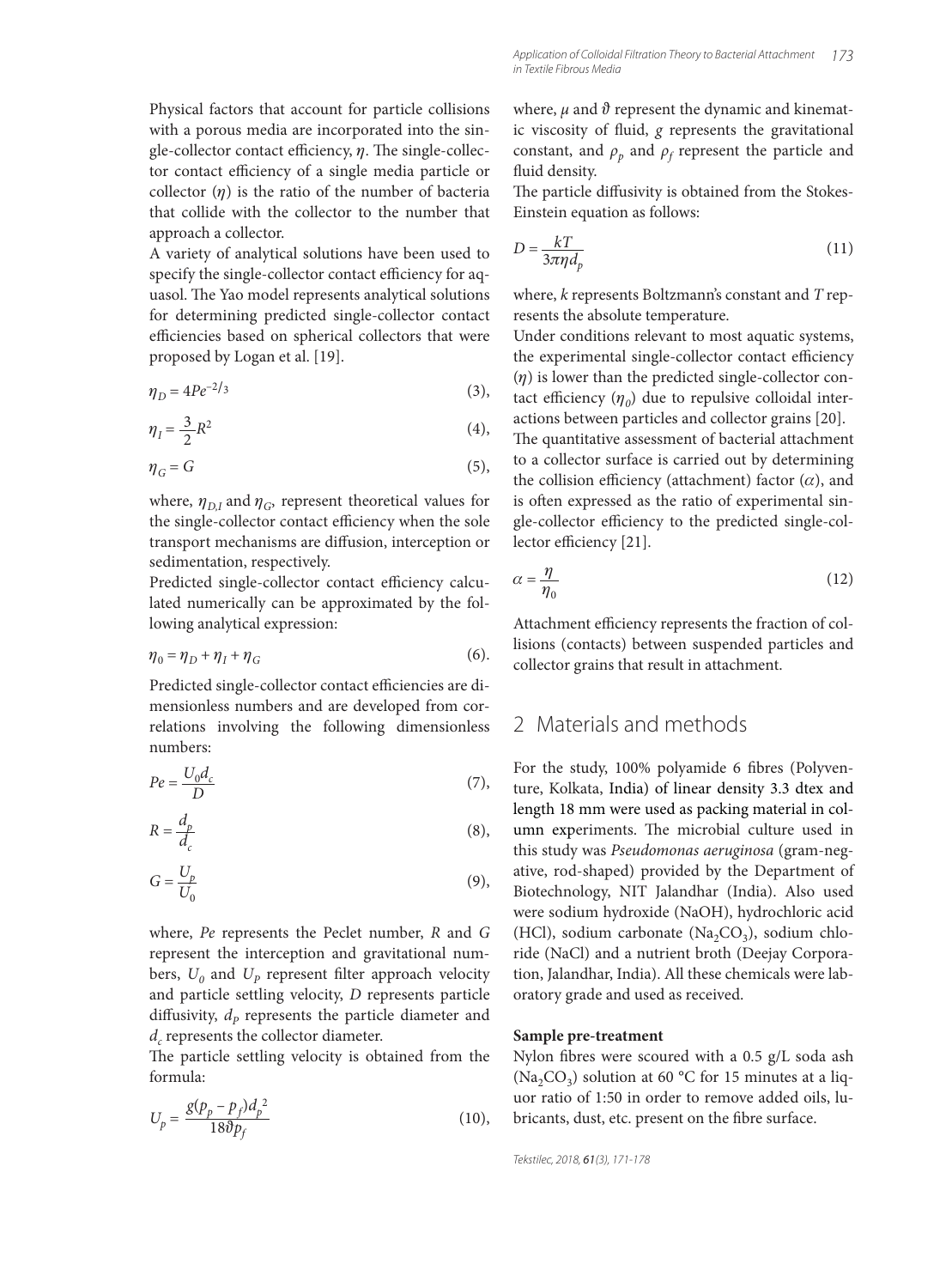Physical factors that account for particle collisions with a porous media are incorporated into the single-collector contact efficiency, $\eta$. The single-collector contact efficiency of a single media particle or collector ($\eta$) is the ratio of the number of bacteria that collide with the collector to the number that approach a collector.

A variety of analytical solutions have been used to specify the single-collector contact efficiency for aquasol. The Yao model represents analytical solutions for determining predicted single-collector contact efficiencies based on spherical collectors that were proposed by Logan et al. [19].

$$\eta_D = 4Pe^{-2/3} \quad (3),$$

$$\eta_I = \frac{3}{2}R^2 \quad (4),$$

$$\eta_G = G \quad (5),$$

where, $\eta_{D,I}$ and $\eta_G$, represent theoretical values for the single-collector contact efficiency when the sole transport mechanisms are diffusion, interception or sedimentation, respectively.

Predicted single-collector contact efficiency calculated numerically can be approximated by the following analytical expression:

$$\eta_0 = \eta_D + \eta_I + \eta_G \quad (6).$$

Predicted single-collector contact efficiencies are dimensionless numbers and are developed from correlations involving the following dimensionless numbers:

$$Pe = \frac{U_0 d_c}{D} \quad (7),$$

$$R = \frac{d_p}{d_c} \quad (8),$$

$$G = \frac{U_p}{U_0} \quad (9),$$

where, $Pe$ represents the Peclet number, $R$ and $G$ represent the interception and gravitational numbers, $U_0$ and $U_P$ represent filter approach velocity and particle settling velocity, $D$ represents particle diffusivity, $d_P$ represents the particle diameter and $d_c$ represents the collector diameter.

The particle settling velocity is obtained from the formula:

$$U_p = \frac{g(p_p - p_f)d_p^{\,2}}{18\vartheta p_f} \quad (10),$$

where, $\mu$ and $\vartheta$ represent the dynamic and kinematic viscosity of fluid, $g$ represents the gravitational constant, and $\rho_p$ and $\rho_f$ represent the particle and fluid density.

The particle diffusivity is obtained from the Stokes-Einstein equation as follows:

$$D = \frac{kT}{3\pi\eta d_p} \quad (11)$$

where, $k$ represents Boltzmann's constant and $T$ represents the absolute temperature.

Under conditions relevant to most aquatic systems, the experimental single-collector contact efficiency ($\eta$) is lower than the predicted single-collector contact efficiency ($\eta_0$) due to repulsive colloidal interactions between particles and collector grains [20].

The quantitative assessment of bacterial attachment to a collector surface is carried out by determining the collision efficiency (attachment) factor ($\alpha$), and is often expressed as the ratio of experimental single-collector efficiency to the predicted single-collector efficiency [21].

$$\alpha = \frac{\eta}{\eta_0} \quad (12)$$

Attachment efficiency represents the fraction of collisions (contacts) between suspended particles and collector grains that result in attachment.

## 2 Materials and methods

For the study, 100% polyamide 6 fibres (Polyventure, Kolkata, India) of linear density 3.3 dtex and length 18 mm were used as packing material in column experiments. The microbial culture used in this study was *Pseudomonas aeruginosa* (gram-negative, rod-shaped) provided by the Department of Biotechnology, NIT Jalandhar (India). Also used were sodium hydroxide (NaOH), hydrochloric acid (HCl), sodium carbonate ($Na_2CO_3$), sodium chloride (NaCl) and a nutrient broth (Deejay Corporation, Jalandhar, India). All these chemicals were laboratory grade and used as received.

**Sample pre-treatment**

Nylon fibres were scoured with a 0.5 g/L soda ash ($Na_2CO_3$) solution at 60 °C for 15 minutes at a liquor ratio of 1:50 in order to remove added oils, lubricants, dust, etc. present on the fibre surface.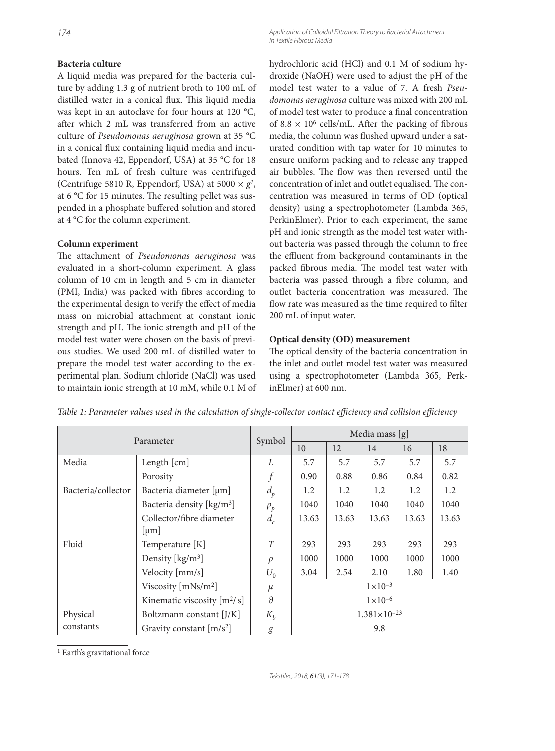**Bacteria culture**

A liquid media was prepared for the bacteria culture by adding 1.3 g of nutrient broth to 100 mL of distilled water in a conical flux. This liquid media was kept in an autoclave for four hours at 120 °C, after which 2 mL was transferred from an active culture of *Pseudomonas aeruginosa* grown at 35 °C in a conical flux containing liquid media and incubated (Innova 42, Eppendorf, USA) at 35 °C for 18 hours. Ten mL of fresh culture was centrifuged (Centrifuge 5810 R, Eppendorf, USA) at 5000 × *g*[1], at 6 °C for 15 minutes. The resulting pellet was suspended in a phosphate buffered solution and stored at 4 °C for the column experiment.

**Column experiment**

The attachment of *Pseudomonas aeruginosa* was evaluated in a short-column experiment. A glass column of 10 cm in length and 5 cm in diameter (PMI, India) was packed with fibres according to the experimental design to verify the effect of media mass on microbial attachment at constant ionic strength and pH. The ionic strength and pH of the model test water were chosen on the basis of previous studies. We used 200 mL of distilled water to prepare the model test water according to the experimental plan. Sodium chloride (NaCl) was used to maintain ionic strength at 10 mM, while 0.1 M of hydrochloric acid (HCl) and 0.1 M of sodium hydroxide (NaOH) were used to adjust the pH of the model test water to a value of 7. A fresh *Pseudomonas aeruginosa* culture was mixed with 200 mL of model test water to produce a final concentration of $8.8 \times 10^6$ cells/mL. After the packing of fibrous media, the column was flushed upward under a saturated condition with tap water for 10 minutes to ensure uniform packing and to release any trapped air bubbles. The flow was then reversed until the concentration of inlet and outlet equalised. The concentration was measured in terms of OD (optical density) using a spectrophotometer (Lambda 365, PerkinElmer). Prior to each experiment, the same pH and ionic strength as the model test water without bacteria was passed through the column to free the effluent from background contaminants in the packed fibrous media. The model test water with bacteria was passed through a fibre column, and outlet bacteria concentration was measured. The flow rate was measured as the time required to filter 200 mL of input water.

**Optical density (OD) measurement**

The optical density of the bacteria concentration in the inlet and outlet model test water was measured using a spectrophotometer (Lambda 365, PerkinElmer) at 600 nm.

*Table 1: Parameter values used in the calculation of single-collector contact efficiency and collision efficiency*

| Parameter | | Symbol | Media mass [g] | | | | |
|---|---|---|---|---|---|---|---|
| | | | 10 | 12 | 14 | 16 | 18 |
| Media | Length [cm] | $L$ | 5.7 | 5.7 | 5.7 | 5.7 | 5.7 |
| | Porosity | $f$ | 0.90 | 0.88 | 0.86 | 0.84 | 0.82 |
| Bacteria/collector | Bacteria diameter [μm] | $d_p$ | 1.2 | 1.2 | 1.2 | 1.2 | 1.2 |
| | Bacteria density [kg/m$^3$] | $\rho_p$ | 1040 | 1040 | 1040 | 1040 | 1040 |
| | Collector/fibre diameter [μm] | $d_c$ | 13.63 | 13.63 | 13.63 | 13.63 | 13.63 |
| Fluid | Temperature [K] | $T$ | 293 | 293 | 293 | 293 | 293 |
| | Density [kg/m$^3$] | $\rho$ | 1000 | 1000 | 1000 | 1000 | 1000 |
| | Velocity [mm/s] | $U_0$ | 3.04 | 2.54 | 2.10 | 1.80 | 1.40 |
| | Viscosity [mNs/m$^2$] | $\mu$ | $1\times10^{-3}$ | | | | |
| | Kinematic viscosity [m$^2$/s] | $\vartheta$ | $1\times10^{-6}$ | | | | |
| Physical constants | Boltzmann constant [J/K] | $K_b$ | $1.381\times10^{-23}$ | | | | |
| | Gravity constant [m/s$^2$] | $g$ | 9.8 | | | | |

[1] Earth's gravitational force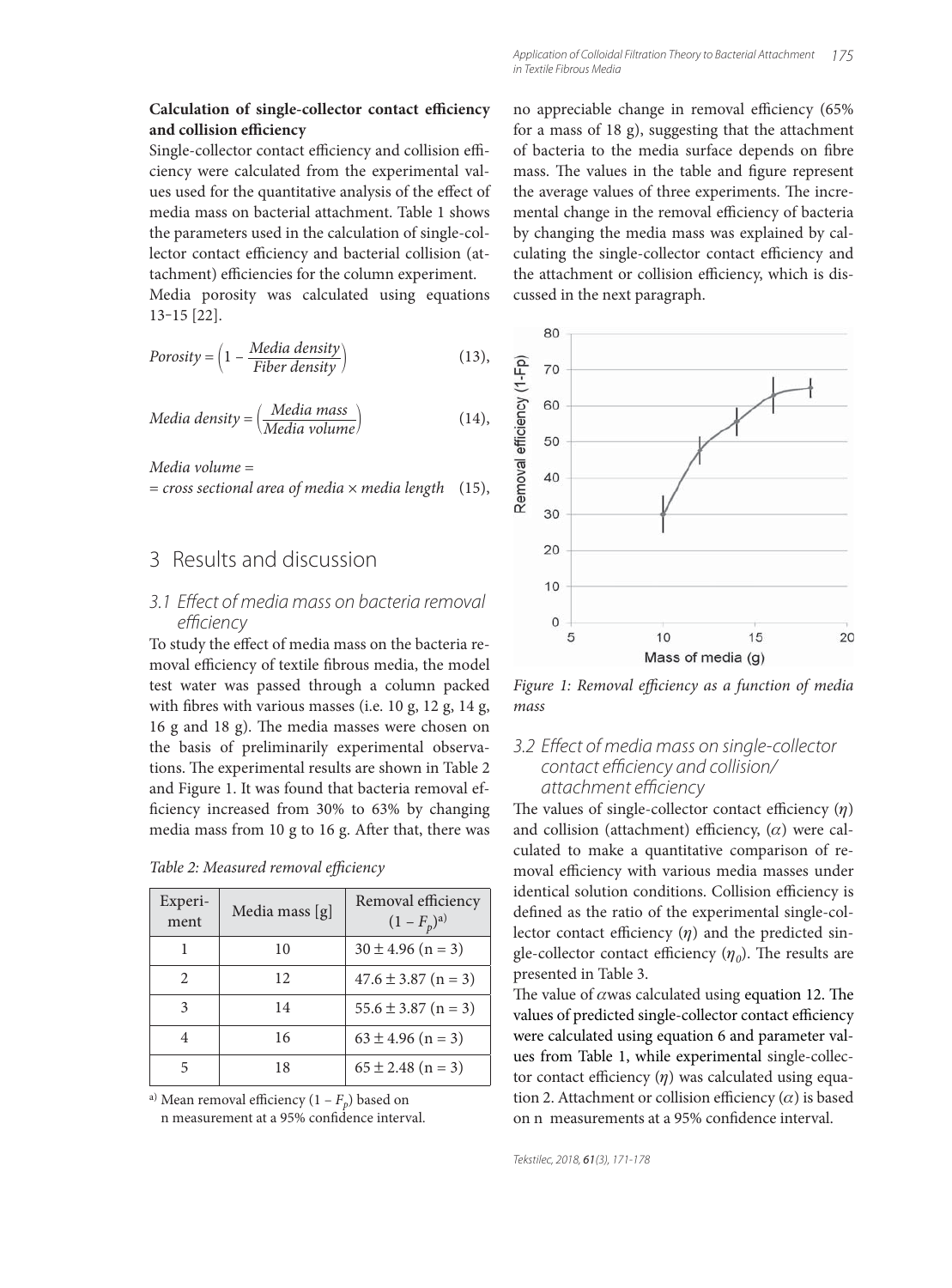**Calculation of single-collector contact efficiency and collision efficiency**

Single-collector contact efficiency and collision efficiency were calculated from the experimental values used for the quantitative analysis of the effect of media mass on bacterial attachment. Table 1 shows the parameters used in the calculation of single-collector contact efficiency and bacterial collision (attachment) efficiencies for the column experiment.

Media porosity was calculated using equations 13–15 [22].

$$Porosity = \left(1 - \frac{Media\ density}{Fiber\ density}\right) \quad (13),$$

$$Media\ density = \left(\frac{Media\ mass}{Media\ volume}\right) \quad (14),$$

$$Media\ volume = cross\ sectional\ area\ of\ media \times media\ length \quad (15),$$

# 3 Results and discussion

## 3.1 Effect of media mass on bacteria removal efficiency

To study the effect of media mass on the bacteria removal efficiency of textile fibrous media, the model test water was passed through a column packed with fibres with various masses (i.e. 10 g, 12 g, 14 g, 16 g and 18 g). The media masses were chosen on the basis of preliminarily experimental observations. The experimental results are shown in Table 2 and Figure 1. It was found that bacteria removal efficiency increased from 30% to 63% by changing media mass from 10 g to 16 g. After that, there was no appreciable change in removal efficiency (65% for a mass of 18 g), suggesting that the attachment of bacteria to the media surface depends on fibre mass. The values in the table and figure represent the average values of three experiments. The incremental change in the removal efficiency of bacteria by changing the media mass was explained by calculating the single-collector contact efficiency and the attachment or collision efficiency, which is discussed in the next paragraph.

*Table 2: Measured removal efficiency*

| Experiment | Media mass [g] | Removal efficiency $(1 - F_p)$[a] |
|---|---|---|
| 1 | 10 | $30 \pm 4.96$ (n = 3) |
| 2 | 12 | $47.6 \pm 3.87$ (n = 3) |
| 3 | 14 | $55.6 \pm 3.87$ (n = 3) |
| 4 | 16 | $63 \pm 4.96$ (n = 3) |
| 5 | 18 | $65 \pm 2.48$ (n = 3) |

[a] Mean removal efficiency $(1 - F_p)$ based on n measurement at a 95% confidence interval.

*Figure 1: Removal efficiency as a function of media mass*

## 3.2 Effect of media mass on single-collector contact efficiency and collision/attachment efficiency

The values of single-collector contact efficiency ($\eta$) and collision (attachment) efficiency, ($\alpha$) were calculated to make a quantitative comparison of removal efficiency with various media masses under identical solution conditions. Collision efficiency is defined as the ratio of the experimental single-collector contact efficiency ($\eta$) and the predicted single-collector contact efficiency ($\eta_0$). The results are presented in Table 3.

The value of $\alpha$ was calculated using equation 12. The values of predicted single-collector contact efficiency were calculated using equation 6 and parameter values from Table 1, while experimental single-collector contact efficiency ($\eta$) was calculated using equation 2. Attachment or collision efficiency ($\alpha$) is based on n measurements at a 95% confidence interval.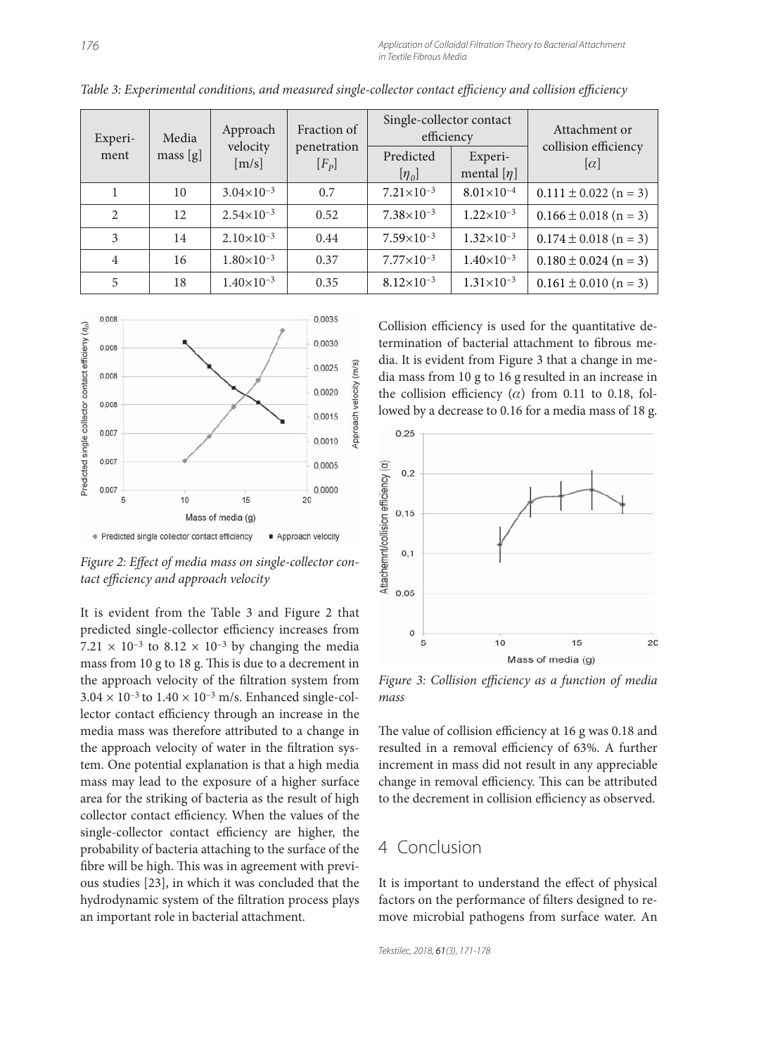*Table 3: Experimental conditions, and measured single-collector contact efficiency and collision efficiency*

| Experiment | Media mass [g] | Approach velocity [m/s] | Fraction of penetration [$F_P$] | Single-collector contact efficiency | | Attachment or collision efficiency [$\alpha$] |
|---|---|---|---|---|---|---|
| | | | | Predicted [$\eta_0$] | Experimental [$\eta$] | |
| 1 | 10 | $3.04 \times 10^{-3}$ | 0.7 | $7.21 \times 10^{-3}$ | $8.01 \times 10^{-4}$ | $0.111 \pm 0.022$ (n = 3) |
| 2 | 12 | $2.54 \times 10^{-3}$ | 0.52 | $7.38 \times 10^{-3}$ | $1.22 \times 10^{-3}$ | $0.166 \pm 0.018$ (n = 3) |
| 3 | 14 | $2.10 \times 10^{-3}$ | 0.44 | $7.59 \times 10^{-3}$ | $1.32 \times 10^{-3}$ | $0.174 \pm 0.018$ (n = 3) |
| 4 | 16 | $1.80 \times 10^{-3}$ | 0.37 | $7.77 \times 10^{-3}$ | $1.40 \times 10^{-3}$ | $0.180 \pm 0.024$ (n = 3) |
| 5 | 18 | $1.40 \times 10^{-3}$ | 0.35 | $8.12 \times 10^{-3}$ | $1.31 \times 10^{-3}$ | $0.161 \pm 0.010$ (n = 3) |

*Figure 2: Effect of media mass on single-collector contact efficiency and approach velocity*

It is evident from the Table 3 and Figure 2 that predicted single-collector efficiency increases from $7.21 \times 10^{-3}$ to $8.12 \times 10^{-3}$ by changing the media mass from 10 g to 18 g. This is due to a decrement in the approach velocity of the filtration system from $3.04 \times 10^{-3}$ to $1.40 \times 10^{-3}$ m/s. Enhanced single-collector contact efficiency through an increase in the media mass was therefore attributed to a change in the approach velocity of water in the filtration system. One potential explanation is that a high media mass may lead to the exposure of a higher surface area for the striking of bacteria as the result of high collector contact efficiency. When the values of the single-collector contact efficiency are higher, the probability of bacteria attaching to the surface of the fibre will be high. This was in agreement with previous studies [23], in which it was concluded that the hydrodynamic system of the filtration process plays an important role in bacterial attachment.

Collision efficiency is used for the quantitative determination of bacterial attachment to fibrous media. It is evident from Figure 3 that a change in media mass from 10 g to 16 g resulted in an increase in the collision efficiency ($\alpha$) from 0.11 to 0.18, followed by a decrease to 0.16 for a media mass of 18 g.

*Figure 3: Collision efficiency as a function of media mass*

The value of collision efficiency at 16 g was 0.18 and resulted in a removal efficiency of 63%. A further increment in mass did not result in any appreciable change in removal efficiency. This can be attributed to the decrement in collision efficiency as observed.

## 4 Conclusion

It is important to understand the effect of physical factors on the performance of filters designed to remove microbial pathogens from surface water. An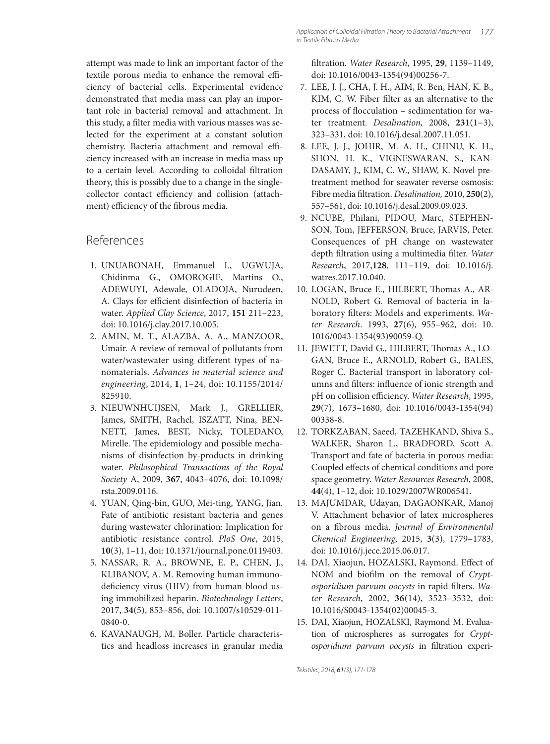attempt was made to link an important factor of the textile porous media to enhance the removal efficiency of bacterial cells. Experimental evidence demonstrated that media mass can play an important role in bacterial removal and attachment. In this study, a filter media with various masses was selected for the experiment at a constant solution chemistry. Bacteria attachment and removal efficiency increased with an increase in media mass up to a certain level. According to colloidal filtration theory, this is possibly due to a change in the single-collector contact efficiency and collision (attachment) efficiency of the fibrous media.

## References

1. UNUABONAH, Emmanuel I., UGWUJA, Chidinma G., OMOROGIE, Martins O., ADEWUYI, Adewale, OLADOJA, Nurudeen, A. Clays for efficient disinfection of bacteria in water. *Applied Clay Science*, 2017, **151** 211–223, doi: 10.1016/j.clay.2017.10.005.
2. AMIN, M. T., ALAZBA, A. A., MANZOOR, Umair. A review of removal of pollutants from water/wastewater using different types of nanomaterials. *Advances in material science and engineering*, 2014, **1**, 1–24, doi: 10.1155/2014/825910.
3. NIEUWNHUIJSEN, Mark J., GRELLIER, James, SMITH, Rachel, ISZATT, Nina, BENNETT, James, BEST, Nicky, TOLEDANO, Mirelle. The epidemiology and possible mechanisms of disinfection by-products in drinking water. *Philosophical Transactions of the Royal Society* A, 2009, **367**, 4043–4076, doi: 10.1098/rsta.2009.0116.
4. YUAN, Qing-bin, GUO, Mei-ting, YANG, Jian. Fate of antibiotic resistant bacteria and genes during wastewater chlorination: Implication for antibiotic resistance control. *PloS One*, 2015, **10**(3), 1–11, doi: 10.1371/journal.pone.0119403.
5. NASSAR, R. A., BROWNE, E. P., CHEN, J., KLIBANOV, A. M. Removing human immunodeficiency virus (HIV) from human blood using immobilized heparin. *Biotechnology Letters*, 2017, **34**(5), 853–856, doi: 10.1007/s10529-011-0840-0.
6. KAVANAUGH, M. Boller. Particle characteristics and headloss increases in granular media filtration. *Water Research*, 1995, **29**, 1139–1149, doi: 10.1016/0043-1354(94)00256-7.
7. LEE, J. J., CHA, J. H., AIM, R. Ben, HAN, K. B., KIM, C. W. Fiber filter as an alternative to the process of flocculation – sedimentation for water treatment. *Desalination,* 2008, **231**(1–3), 323–331, doi: 10.1016/j.desal.2007.11.051.
8. LEE, J. J., JOHIR, M. A. H., CHINU, K. H., SHON, H. K., VIGNESWARAN, S., KANDASAMY, J., KIM, C. W., SHAW, K. Novel pretreatment method for seawater reverse osmosis: Fibre media filtration. *Desalination,* 2010, **250**(2), 557–561, doi: 10.1016/j.desal.2009.09.023.
9. NCUBE, Philani, PIDOU, Marc, STEPHENSON, Tom, JEFFERSON, Bruce, JARVIS, Peter. Consequences of pH change on wastewater depth filtration using a multimedia filter. *Water Research*, 2017,**128**, 111–119, doi: 10.1016/j.watres.2017.10.040.
10. LOGAN, Bruce E., HILBERT, Thomas A., ARNOLD, Robert G. Removal of bacteria in laboratory filters: Models and experiments. *Water Research*. 1993, **27**(6), 955–962, doi: 10.1016/0043-1354(93)90059-Q.
11. JEWETT, David G., HILBERT, Thomas A., LOGAN, Bruce E., ARNOLD, Robert G., BALES, Roger C. Bacterial transport in laboratory columns and filters: influence of ionic strength and pH on collision efficiency. *Water Research*, 1995, **29**(7), 1673–1680, doi: 10.1016/0043-1354(94)00338-8.
12. TORKZABAN, Saeed, TAZEHKAND, Shiva S., WALKER, Sharon L., BRADFORD, Scott A. Transport and fate of bacteria in porous media: Coupled effects of chemical conditions and pore space geometry. *Water Resources Research*, 2008, **44**(4), 1–12, doi: 10.1029/2007WR006541.
13. MAJUMDAR, Udayan, DAGAONKAR, Manoj V. Attachment behavior of latex microspheres on a fibrous media. *Journal of Environmental Chemical Engineering*, 2015, **3**(3), 1779–1783, doi: 10.1016/j.jece.2015.06.017.
14. DAI, Xiaojun, HOZALSKI, Raymond. Effect of NOM and biofilm on the removal of *Cryptosporidium parvum oocysts* in rapid filters. *Water Research*, 2002, **36**(14), 3523–3532, doi: 10.1016/S0043-1354(02)00045-3.
15. DAI, Xiaojun, HOZALSKI, Raymond M. Evaluation of microspheres as surrogates for *Cryptosporidium parvum oocysts* in filtration experi-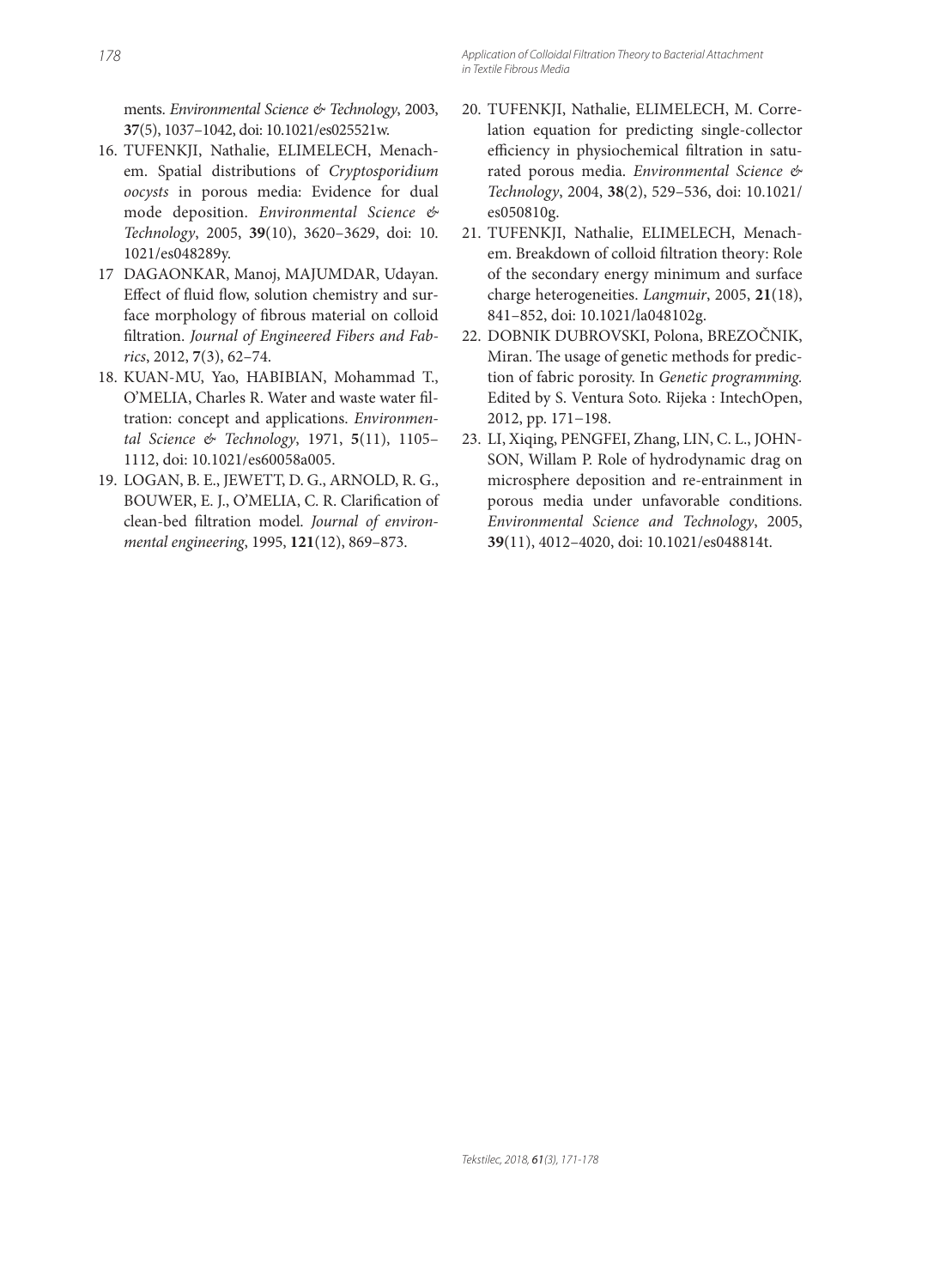ments. *Environmental Science & Technology*, 2003, **37**(5), 1037–1042, doi: 10.1021/es025521w.

16. TUFENKJI, Nathalie, ELIMELECH, Menachem. Spatial distributions of *Cryptosporidium oocysts* in porous media: Evidence for dual mode deposition. *Environmental Science & Technology*, 2005, **39**(10), 3620–3629, doi: 10.1021/es048289y.
17. DAGAONKAR, Manoj, MAJUMDAR, Udayan. Effect of fluid flow, solution chemistry and surface morphology of fibrous material on colloid filtration. *Journal of Engineered Fibers and Fabrics*, 2012, **7**(3), 62–74.
18. KUAN-MU, Yao, HABIBIAN, Mohammad T., O'MELIA, Charles R. Water and waste water filtration: concept and applications. *Environmental Science & Technology*, 1971, **5**(11), 1105–1112, doi: 10.1021/es60058a005.
19. LOGAN, B. E., JEWETT, D. G., ARNOLD, R. G., BOUWER, E. J., O'MELIA, C. R. Clarification of clean-bed filtration model. *Journal of environmental engineering*, 1995, **121**(12), 869–873.
20. TUFENKJI, Nathalie, ELIMELECH, M. Correlation equation for predicting single-collector efficiency in physiochemical filtration in saturated porous media. *Environmental Science & Technology*, 2004, **38**(2), 529–536, doi: 10.1021/es050810g.
21. TUFENKJI, Nathalie, ELIMELECH, Menachem. Breakdown of colloid filtration theory: Role of the secondary energy minimum and surface charge heterogeneities. *Langmuir*, 2005, **21**(18), 841–852, doi: 10.1021/la048102g.
22. DOBNIK DUBROVSKI, Polona, BREZOČNIK, Miran. The usage of genetic methods for prediction of fabric porosity. In *Genetic programming*. Edited by S. Ventura Soto. Rijeka : IntechOpen, 2012, pp. 171−198.
23. LI, Xiqing, PENGFEI, Zhang, LIN, C. L., JOHNSON, Willam P. Role of hydrodynamic drag on microsphere deposition and re-entrainment in porous media under unfavorable conditions. *Environmental Science and Technology*, 2005, **39**(11), 4012–4020, doi: 10.1021/es048814t.